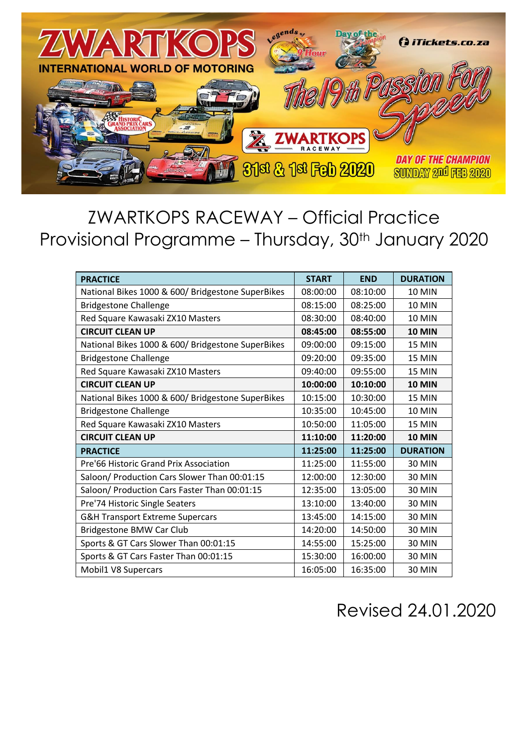ZWARTKOPS INTERNATIONAL WORLD OF MOTORING

Legends of the 9 Hour

Day of the Champion

iTickets.co.za

The 19th Passion For Speed

ZWARTKOPS RACEWAY

31st & 1st Feb 2020

DAY OF THE CHAMPION SUNDAY 2nd FEB 2020

# ZWARTKOPS RACEWAY – Official Practice Provisional Programme – Thursday, 30th January 2020

| PRACTICE | START | END | DURATION |
|---|---|---|---|
| National Bikes 1000 & 600/ Bridgestone SuperBikes | 08:00:00 | 08:10:00 | 10 MIN |
| Bridgestone Challenge | 08:15:00 | 08:25:00 | 10 MIN |
| Red Square Kawasaki ZX10 Masters | 08:30:00 | 08:40:00 | 10 MIN |
| **CIRCUIT CLEAN UP** | **08:45:00** | **08:55:00** | **10 MIN** |
| National Bikes 1000 & 600/ Bridgestone SuperBikes | 09:00:00 | 09:15:00 | 15 MIN |
| Bridgestone Challenge | 09:20:00 | 09:35:00 | 15 MIN |
| Red Square Kawasaki ZX10 Masters | 09:40:00 | 09:55:00 | 15 MIN |
| **CIRCUIT CLEAN UP** | **10:00:00** | **10:10:00** | **10 MIN** |
| National Bikes 1000 & 600/ Bridgestone SuperBikes | 10:15:00 | 10:30:00 | 15 MIN |
| Bridgestone Challenge | 10:35:00 | 10:45:00 | 10 MIN |
| Red Square Kawasaki ZX10 Masters | 10:50:00 | 11:05:00 | 15 MIN |
| **CIRCUIT CLEAN UP** | **11:10:00** | **11:20:00** | **10 MIN** |
| **PRACTICE** | **11:25:00** | **11:25:00** | **DURATION** |
| Pre'66 Historic Grand Prix Association | 11:25:00 | 11:55:00 | 30 MIN |
| Saloon/ Production Cars Slower Than 00:01:15 | 12:00:00 | 12:30:00 | 30 MIN |
| Saloon/ Production Cars Faster Than 00:01:15 | 12:35:00 | 13:05:00 | 30 MIN |
| Pre'74 Historic Single Seaters | 13:10:00 | 13:40:00 | 30 MIN |
| G&H Transport Extreme Supercars | 13:45:00 | 14:15:00 | 30 MIN |
| Bridgestone BMW Car Club | 14:20:00 | 14:50:00 | 30 MIN |
| Sports & GT Cars Slower Than 00:01:15 | 14:55:00 | 15:25:00 | 30 MIN |
| Sports & GT Cars Faster Than 00:01:15 | 15:30:00 | 16:00:00 | 30 MIN |
| Mobil1 V8 Supercars | 16:05:00 | 16:35:00 | 30 MIN |

Revised 24.01.2020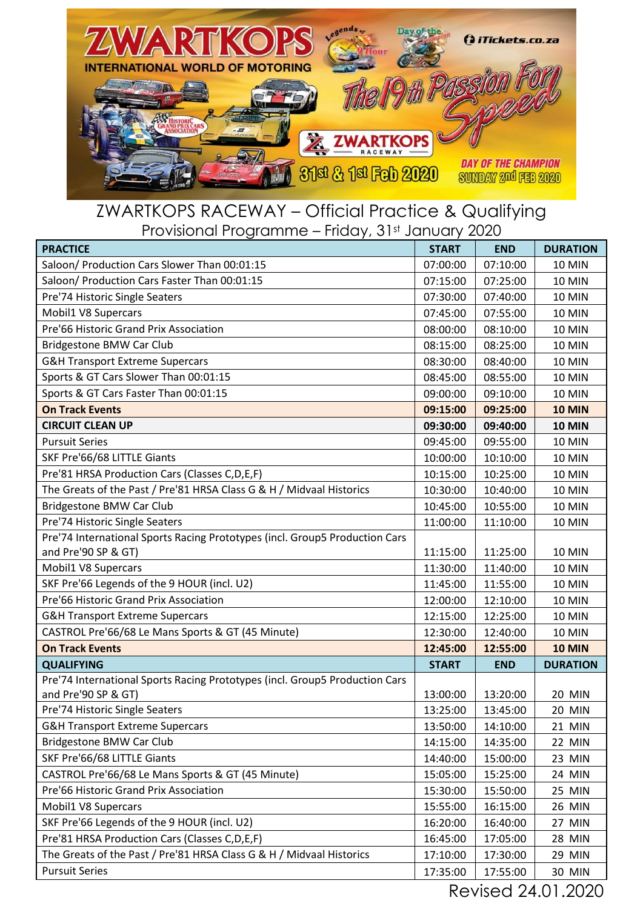ZWARTKOPS INTERNATIONAL WORLD OF MOTORING

The 19th Passion For Speed

31st & 1st Feb 2020

DAY OF THE CHAMPION SUNDAY 2nd FEB 2020

iTickets.co.za

# ZWARTKOPS RACEWAY – Official Practice & Qualifying

## Provisional Programme – Friday, 31st January 2020

| PRACTICE | START | END | DURATION |
|---|---|---|---|
| Saloon/ Production Cars Slower Than 00:01:15 | 07:00:00 | 07:10:00 | 10 MIN |
| Saloon/ Production Cars Faster Than 00:01:15 | 07:15:00 | 07:25:00 | 10 MIN |
| Pre'74 Historic Single Seaters | 07:30:00 | 07:40:00 | 10 MIN |
| Mobil1 V8 Supercars | 07:45:00 | 07:55:00 | 10 MIN |
| Pre'66 Historic Grand Prix Association | 08:00:00 | 08:10:00 | 10 MIN |
| Bridgestone BMW Car Club | 08:15:00 | 08:25:00 | 10 MIN |
| G&H Transport Extreme Supercars | 08:30:00 | 08:40:00 | 10 MIN |
| Sports & GT Cars Slower Than 00:01:15 | 08:45:00 | 08:55:00 | 10 MIN |
| Sports & GT Cars Faster Than 00:01:15 | 09:00:00 | 09:10:00 | 10 MIN |
| **On Track Events** | **09:15:00** | **09:25:00** | **10 MIN** |
| **CIRCUIT CLEAN UP** | **09:30:00** | **09:40:00** | **10 MIN** |
| Pursuit Series | 09:45:00 | 09:55:00 | 10 MIN |
| SKF Pre'66/68 LITTLE Giants | 10:00:00 | 10:10:00 | 10 MIN |
| Pre'81 HRSA Production Cars (Classes C,D,E,F) | 10:15:00 | 10:25:00 | 10 MIN |
| The Greats of the Past / Pre'81 HRSA Class G & H / Midvaal Historics | 10:30:00 | 10:40:00 | 10 MIN |
| Bridgestone BMW Car Club | 10:45:00 | 10:55:00 | 10 MIN |
| Pre'74 Historic Single Seaters | 11:00:00 | 11:10:00 | 10 MIN |
| Pre'74 International Sports Racing Prototypes (incl. Group5 Production Cars and Pre'90 SP & GT) | 11:15:00 | 11:25:00 | 10 MIN |
| Mobil1 V8 Supercars | 11:30:00 | 11:40:00 | 10 MIN |
| SKF Pre'66 Legends of the 9 HOUR (incl. U2) | 11:45:00 | 11:55:00 | 10 MIN |
| Pre'66 Historic Grand Prix Association | 12:00:00 | 12:10:00 | 10 MIN |
| G&H Transport Extreme Supercars | 12:15:00 | 12:25:00 | 10 MIN |
| CASTROL Pre'66/68 Le Mans Sports & GT (45 Minute) | 12:30:00 | 12:40:00 | 10 MIN |
| **On Track Events** | **12:45:00** | **12:55:00** | **10 MIN** |
| **QUALIFYING** | **START** | **END** | **DURATION** |
| Pre'74 International Sports Racing Prototypes (incl. Group5 Production Cars and Pre'90 SP & GT) | 13:00:00 | 13:20:00 | 20 MIN |
| Pre'74 Historic Single Seaters | 13:25:00 | 13:45:00 | 20 MIN |
| G&H Transport Extreme Supercars | 13:50:00 | 14:10:00 | 21 MIN |
| Bridgestone BMW Car Club | 14:15:00 | 14:35:00 | 22 MIN |
| SKF Pre'66/68 LITTLE Giants | 14:40:00 | 15:00:00 | 23 MIN |
| CASTROL Pre'66/68 Le Mans Sports & GT (45 Minute) | 15:05:00 | 15:25:00 | 24 MIN |
| Pre'66 Historic Grand Prix Association | 15:30:00 | 15:50:00 | 25 MIN |
| Mobil1 V8 Supercars | 15:55:00 | 16:15:00 | 26 MIN |
| SKF Pre'66 Legends of the 9 HOUR (incl. U2) | 16:20:00 | 16:40:00 | 27 MIN |
| Pre'81 HRSA Production Cars (Classes C,D,E,F) | 16:45:00 | 17:05:00 | 28 MIN |
| The Greats of the Past / Pre'81 HRSA Class G & H / Midvaal Historics | 17:10:00 | 17:30:00 | 29 MIN |
| Pursuit Series | 17:35:00 | 17:55:00 | 30 MIN |

Revised 24.01.2020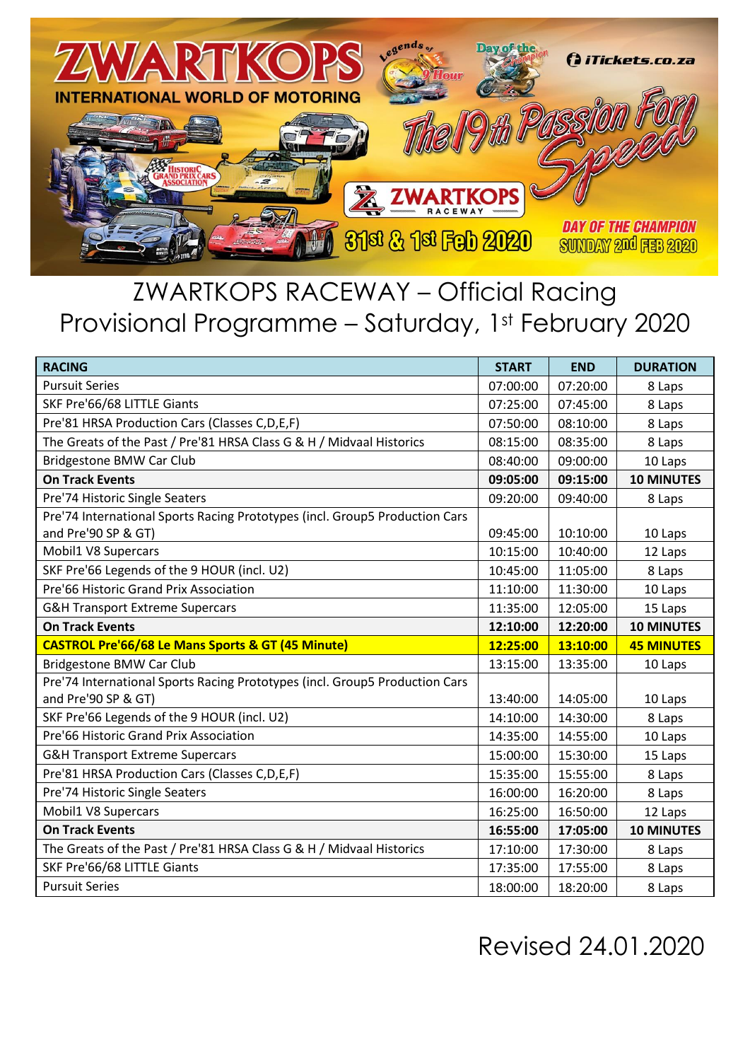ZWARTKOPS INTERNATIONAL WORLD OF MOTORING

The 19th Passion For Speed

31st & 1st Feb 2020

DAY OF THE CHAMPION SUNDAY 2nd FEB 2020

iTickets.co.za

# ZWARTKOPS RACEWAY – Official Racing Provisional Programme – Saturday, 1st February 2020

| RACING | START | END | DURATION |
|---|---|---|---|
| Pursuit Series | 07:00:00 | 07:20:00 | 8 Laps |
| SKF Pre'66/68 LITTLE Giants | 07:25:00 | 07:45:00 | 8 Laps |
| Pre'81 HRSA Production Cars (Classes C,D,E,F) | 07:50:00 | 08:10:00 | 8 Laps |
| The Greats of the Past / Pre'81 HRSA Class G & H / Midvaal Historics | 08:15:00 | 08:35:00 | 8 Laps |
| Bridgestone BMW Car Club | 08:40:00 | 09:00:00 | 10 Laps |
| **On Track Events** | **09:05:00** | **09:15:00** | **10 MINUTES** |
| Pre'74 Historic Single Seaters | 09:20:00 | 09:40:00 | 8 Laps |
| Pre'74 International Sports Racing Prototypes (incl. Group5 Production Cars and Pre'90 SP & GT) | 09:45:00 | 10:10:00 | 10 Laps |
| Mobil1 V8 Supercars | 10:15:00 | 10:40:00 | 12 Laps |
| SKF Pre'66 Legends of the 9 HOUR (incl. U2) | 10:45:00 | 11:05:00 | 8 Laps |
| Pre'66 Historic Grand Prix Association | 11:10:00 | 11:30:00 | 10 Laps |
| G&H Transport Extreme Supercars | 11:35:00 | 12:05:00 | 15 Laps |
| **On Track Events** | **12:10:00** | **12:20:00** | **10 MINUTES** |
| **CASTROL Pre'66/68 Le Mans Sports & GT (45 Minute)** | **12:25:00** | **13:10:00** | **45 MINUTES** |
| Bridgestone BMW Car Club | 13:15:00 | 13:35:00 | 10 Laps |
| Pre'74 International Sports Racing Prototypes (incl. Group5 Production Cars and Pre'90 SP & GT) | 13:40:00 | 14:05:00 | 10 Laps |
| SKF Pre'66 Legends of the 9 HOUR (incl. U2) | 14:10:00 | 14:30:00 | 8 Laps |
| Pre'66 Historic Grand Prix Association | 14:35:00 | 14:55:00 | 10 Laps |
| G&H Transport Extreme Supercars | 15:00:00 | 15:30:00 | 15 Laps |
| Pre'81 HRSA Production Cars (Classes C,D,E,F) | 15:35:00 | 15:55:00 | 8 Laps |
| Pre'74 Historic Single Seaters | 16:00:00 | 16:20:00 | 8 Laps |
| Mobil1 V8 Supercars | 16:25:00 | 16:50:00 | 12 Laps |
| **On Track Events** | **16:55:00** | **17:05:00** | **10 MINUTES** |
| The Greats of the Past / Pre'81 HRSA Class G & H / Midvaal Historics | 17:10:00 | 17:30:00 | 8 Laps |
| SKF Pre'66/68 LITTLE Giants | 17:35:00 | 17:55:00 | 8 Laps |
| Pursuit Series | 18:00:00 | 18:20:00 | 8 Laps |

Revised 24.01.2020